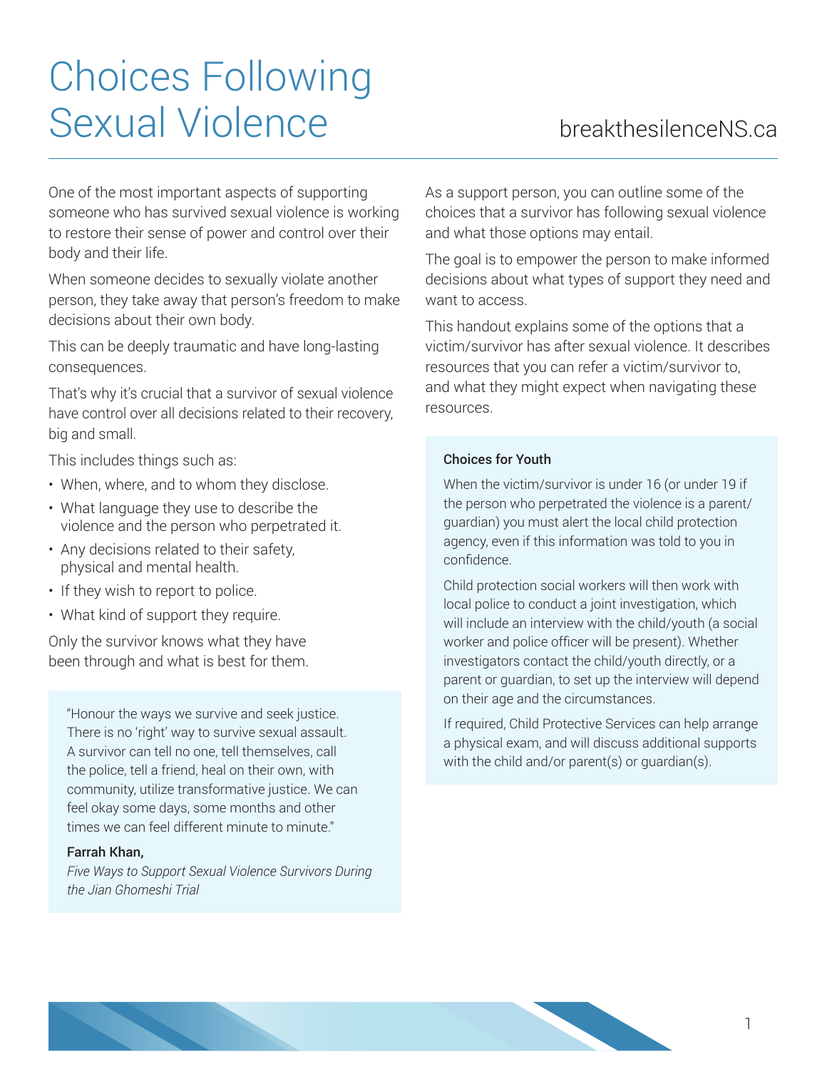# Choices Following Sexual Violence

breakthesilenceNS.ca

One of the most important aspects of supporting someone who has survived sexual violence is working to restore their sense of power and control over their body and their life.

When someone decides to sexually violate another person, they take away that person's freedom to make decisions about their own body.

This can be deeply traumatic and have long-lasting consequences.

That's why it's crucial that a survivor of sexual violence have control over all decisions related to their recovery, big and small.

This includes things such as:

- When, where, and to whom they disclose.
- What language they use to describe the violence and the person who perpetrated it.
- Any decisions related to their safety, physical and mental health.
- If they wish to report to police.
- What kind of support they require.

Only the survivor knows what they have been through and what is best for them.

> "Honour the ways we survive and seek justice. There is no 'right' way to survive sexual assault. A survivor can tell no one, tell themselves, call the police, tell a friend, heal on their own, with community, utilize transformative justice. We can feel okay some days, some months and other times we can feel different minute to minute."
>
> **Farrah Khan,**
> *Five Ways to Support Sexual Violence Survivors During the Jian Ghomeshi Trial*

As a support person, you can outline some of the choices that a survivor has following sexual violence and what those options may entail.

The goal is to empower the person to make informed decisions about what types of support they need and want to access.

This handout explains some of the options that a victim/survivor has after sexual violence. It describes resources that you can refer a victim/survivor to, and what they might expect when navigating these resources.

**Choices for Youth**

When the victim/survivor is under 16 (or under 19 if the person who perpetrated the violence is a parent/guardian) you must alert the local child protection agency, even if this information was told to you in confidence.

Child protection social workers will then work with local police to conduct a joint investigation, which will include an interview with the child/youth (a social worker and police officer will be present). Whether investigators contact the child/youth directly, or a parent or guardian, to set up the interview will depend on their age and the circumstances.

If required, Child Protective Services can help arrange a physical exam, and will discuss additional supports with the child and/or parent(s) or guardian(s).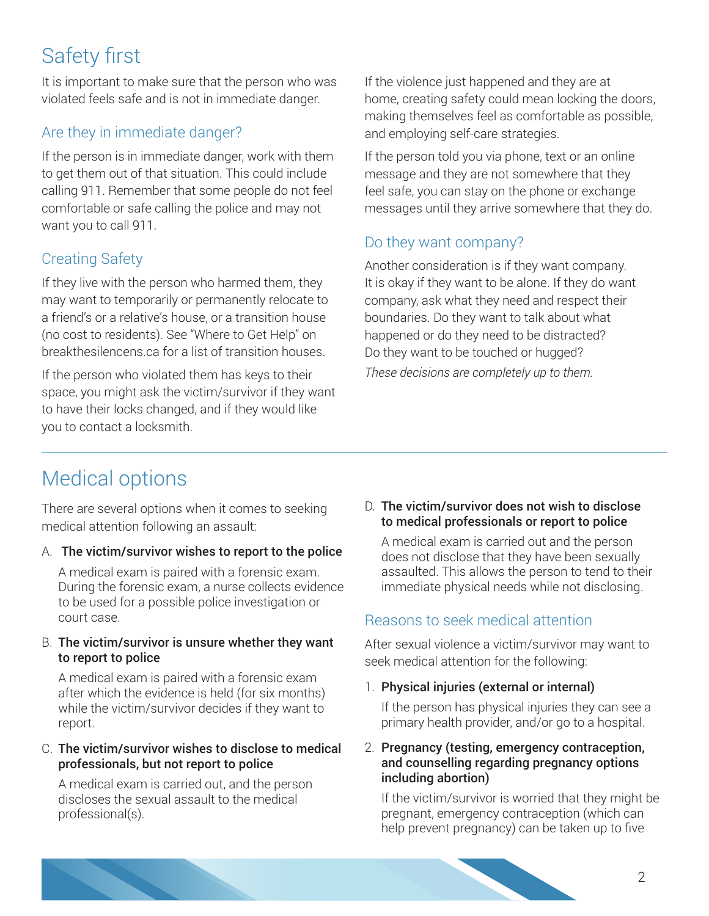# Safety first

It is important to make sure that the person who was violated feels safe and is not in immediate danger.

## Are they in immediate danger?

If the person is in immediate danger, work with them to get them out of that situation. This could include calling 911. Remember that some people do not feel comfortable or safe calling the police and may not want you to call 911.

## Creating Safety

If they live with the person who harmed them, they may want to temporarily or permanently relocate to a friend's or a relative's house, or a transition house (no cost to residents). See "Where to Get Help" on breakthesilencens.ca for a list of transition houses.

If the person who violated them has keys to their space, you might ask the victim/survivor if they want to have their locks changed, and if they would like you to contact a locksmith.

If the violence just happened and they are at home, creating safety could mean locking the doors, making themselves feel as comfortable as possible, and employing self-care strategies.

If the person told you via phone, text or an online message and they are not somewhere that they feel safe, you can stay on the phone or exchange messages until they arrive somewhere that they do.

## Do they want company?

Another consideration is if they want company. It is okay if they want to be alone. If they do want company, ask what they need and respect their boundaries. Do they want to talk about what happened or do they need to be distracted? Do they want to be touched or hugged?

*These decisions are completely up to them.*

# Medical options

There are several options when it comes to seeking medical attention following an assault:

A. **The victim/survivor wishes to report to the police**

A medical exam is paired with a forensic exam. During the forensic exam, a nurse collects evidence to be used for a possible police investigation or court case.

B. **The victim/survivor is unsure whether they want to report to police**

A medical exam is paired with a forensic exam after which the evidence is held (for six months) while the victim/survivor decides if they want to report.

C. **The victim/survivor wishes to disclose to medical professionals, but not report to police**

A medical exam is carried out, and the person discloses the sexual assault to the medical professional(s).

D. **The victim/survivor does not wish to disclose to medical professionals or report to police**

A medical exam is carried out and the person does not disclose that they have been sexually assaulted. This allows the person to tend to their immediate physical needs while not disclosing.

## Reasons to seek medical attention

After sexual violence a victim/survivor may want to seek medical attention for the following:

1. **Physical injuries (external or internal)**

   If the person has physical injuries they can see a primary health provider, and/or go to a hospital.

2. **Pregnancy (testing, emergency contraception, and counselling regarding pregnancy options including abortion)**

   If the victim/survivor is worried that they might be pregnant, emergency contraception (which can help prevent pregnancy) can be taken up to five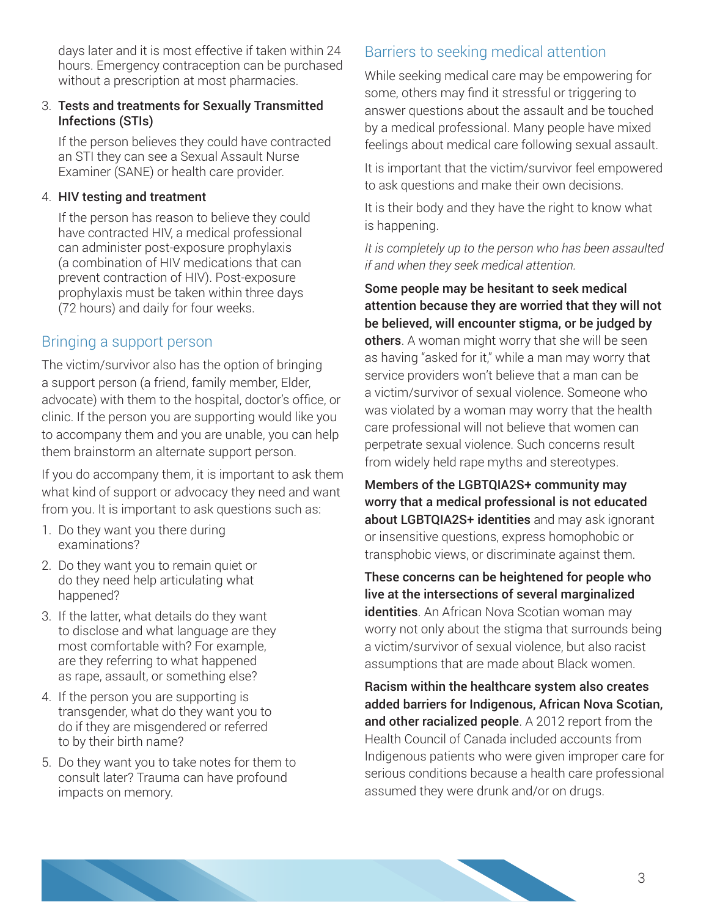days later and it is most effective if taken within 24 hours. Emergency contraception can be purchased without a prescription at most pharmacies.

3. **Tests and treatments for Sexually Transmitted Infections (STIs)**

   If the person believes they could have contracted an STI they can see a Sexual Assault Nurse Examiner (SANE) or health care provider.

4. **HIV testing and treatment**

   If the person has reason to believe they could have contracted HIV, a medical professional can administer post-exposure prophylaxis (a combination of HIV medications that can prevent contraction of HIV). Post-exposure prophylaxis must be taken within three days (72 hours) and daily for four weeks.

## Bringing a support person

The victim/survivor also has the option of bringing a support person (a friend, family member, Elder, advocate) with them to the hospital, doctor's office, or clinic. If the person you are supporting would like you to accompany them and you are unable, you can help them brainstorm an alternate support person.

If you do accompany them, it is important to ask them what kind of support or advocacy they need and want from you. It is important to ask questions such as:

1. Do they want you there during examinations?
2. Do they want you to remain quiet or do they need help articulating what happened?
3. If the latter, what details do they want to disclose and what language are they most comfortable with? For example, are they referring to what happened as rape, assault, or something else?
4. If the person you are supporting is transgender, what do they want you to do if they are misgendered or referred to by their birth name?
5. Do they want you to take notes for them to consult later? Trauma can have profound impacts on memory.

## Barriers to seeking medical attention

While seeking medical care may be empowering for some, others may find it stressful or triggering to answer questions about the assault and be touched by a medical professional. Many people have mixed feelings about medical care following sexual assault.

It is important that the victim/survivor feel empowered to ask questions and make their own decisions.

It is their body and they have the right to know what is happening.

*It is completely up to the person who has been assaulted if and when they seek medical attention.*

**Some people may be hesitant to seek medical attention because they are worried that they will not be believed, will encounter stigma, or be judged by others**. A woman might worry that she will be seen as having "asked for it," while a man may worry that service providers won't believe that a man can be a victim/survivor of sexual violence. Someone who was violated by a woman may worry that the health care professional will not believe that women can perpetrate sexual violence. Such concerns result from widely held rape myths and stereotypes.

**Members of the LGBTQIA2S+ community may worry that a medical professional is not educated about LGBTQIA2S+ identities** and may ask ignorant or insensitive questions, express homophobic or transphobic views, or discriminate against them.

**These concerns can be heightened for people who live at the intersections of several marginalized identities**. An African Nova Scotian woman may worry not only about the stigma that surrounds being a victim/survivor of sexual violence, but also racist assumptions that are made about Black women.

**Racism within the healthcare system also creates added barriers for Indigenous, African Nova Scotian, and other racialized people**. A 2012 report from the Health Council of Canada included accounts from Indigenous patients who were given improper care for serious conditions because a health care professional assumed they were drunk and/or on drugs.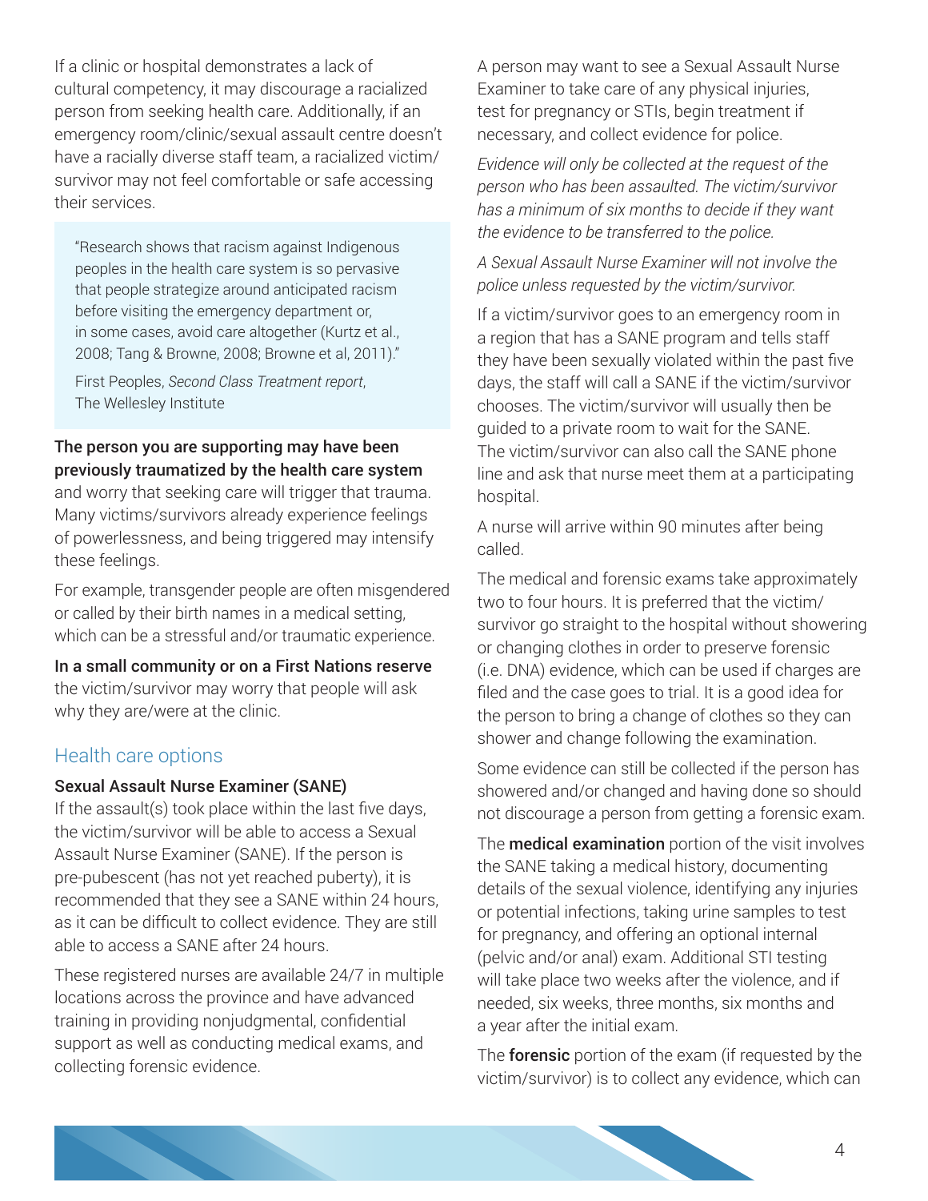If a clinic or hospital demonstrates a lack of cultural competency, it may discourage a racialized person from seeking health care. Additionally, if an emergency room/clinic/sexual assault centre doesn't have a racially diverse staff team, a racialized victim/survivor may not feel comfortable or safe accessing their services.

> "Research shows that racism against Indigenous peoples in the health care system is so pervasive that people strategize around anticipated racism before visiting the emergency department or, in some cases, avoid care altogether (Kurtz et al., 2008; Tang & Browne, 2008; Browne et al, 2011)."
>
> First Peoples, *Second Class Treatment report*, The Wellesley Institute

**The person you are supporting may have been previously traumatized by the health care system** and worry that seeking care will trigger that trauma. Many victims/survivors already experience feelings of powerlessness, and being triggered may intensify these feelings.

For example, transgender people are often misgendered or called by their birth names in a medical setting, which can be a stressful and/or traumatic experience.

**In a small community or on a First Nations reserve** the victim/survivor may worry that people will ask why they are/were at the clinic.

## Health care options

### Sexual Assault Nurse Examiner (SANE)

If the assault(s) took place within the last five days, the victim/survivor will be able to access a Sexual Assault Nurse Examiner (SANE). If the person is pre-pubescent (has not yet reached puberty), it is recommended that they see a SANE within 24 hours, as it can be difficult to collect evidence. They are still able to access a SANE after 24 hours.

These registered nurses are available 24/7 in multiple locations across the province and have advanced training in providing nonjudgmental, confidential support as well as conducting medical exams, and collecting forensic evidence.

A person may want to see a Sexual Assault Nurse Examiner to take care of any physical injuries, test for pregnancy or STIs, begin treatment if necessary, and collect evidence for police.

*Evidence will only be collected at the request of the person who has been assaulted. The victim/survivor has a minimum of six months to decide if they want the evidence to be transferred to the police.*

*A Sexual Assault Nurse Examiner will not involve the police unless requested by the victim/survivor.*

If a victim/survivor goes to an emergency room in a region that has a SANE program and tells staff they have been sexually violated within the past five days, the staff will call a SANE if the victim/survivor chooses. The victim/survivor will usually then be guided to a private room to wait for the SANE. The victim/survivor can also call the SANE phone line and ask that nurse meet them at a participating hospital.

A nurse will arrive within 90 minutes after being called.

The medical and forensic exams take approximately two to four hours. It is preferred that the victim/survivor go straight to the hospital without showering or changing clothes in order to preserve forensic (i.e. DNA) evidence, which can be used if charges are filed and the case goes to trial. It is a good idea for the person to bring a change of clothes so they can shower and change following the examination.

Some evidence can still be collected if the person has showered and/or changed and having done so should not discourage a person from getting a forensic exam.

The **medical examination** portion of the visit involves the SANE taking a medical history, documenting details of the sexual violence, identifying any injuries or potential infections, taking urine samples to test for pregnancy, and offering an optional internal (pelvic and/or anal) exam. Additional STI testing will take place two weeks after the violence, and if needed, six weeks, three months, six months and a year after the initial exam.

The **forensic** portion of the exam (if requested by the victim/survivor) is to collect any evidence, which can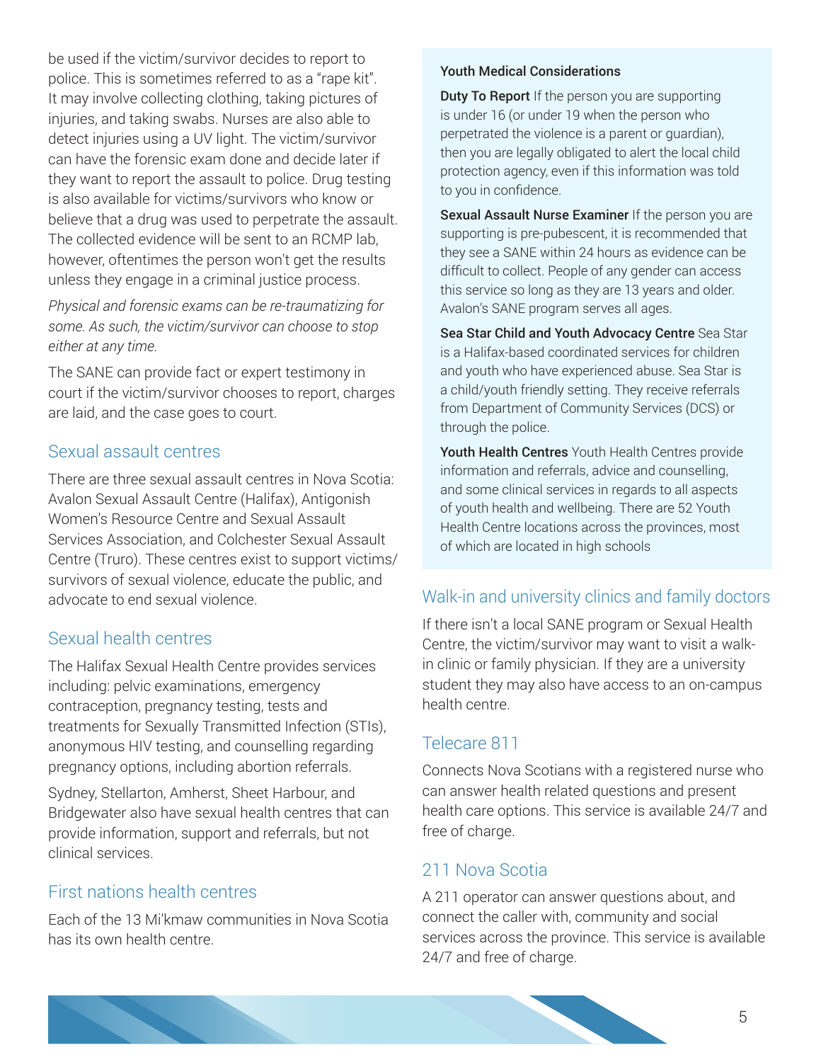be used if the victim/survivor decides to report to police. This is sometimes referred to as a "rape kit". It may involve collecting clothing, taking pictures of injuries, and taking swabs. Nurses are also able to detect injuries using a UV light. The victim/survivor can have the forensic exam done and decide later if they want to report the assault to police. Drug testing is also available for victims/survivors who know or believe that a drug was used to perpetrate the assault. The collected evidence will be sent to an RCMP lab, however, oftentimes the person won't get the results unless they engage in a criminal justice process.

*Physical and forensic exams can be re-traumatizing for some. As such, the victim/survivor can choose to stop either at any time.*

The SANE can provide fact or expert testimony in court if the victim/survivor chooses to report, charges are laid, and the case goes to court.

## Sexual assault centres

There are three sexual assault centres in Nova Scotia: Avalon Sexual Assault Centre (Halifax), Antigonish Women's Resource Centre and Sexual Assault Services Association, and Colchester Sexual Assault Centre (Truro). These centres exist to support victims/survivors of sexual violence, educate the public, and advocate to end sexual violence.

## Sexual health centres

The Halifax Sexual Health Centre provides services including: pelvic examinations, emergency contraception, pregnancy testing, tests and treatments for Sexually Transmitted Infection (STIs), anonymous HIV testing, and counselling regarding pregnancy options, including abortion referrals.

Sydney, Stellarton, Amherst, Sheet Harbour, and Bridgewater also have sexual health centres that can provide information, support and referrals, but not clinical services.

## First nations health centres

Each of the 13 Mi'kmaw communities in Nova Scotia has its own health centre.

### Youth Medical Considerations

**Duty To Report** If the person you are supporting is under 16 (or under 19 when the person who perpetrated the violence is a parent or guardian), then you are legally obligated to alert the local child protection agency, even if this information was told to you in confidence.

**Sexual Assault Nurse Examiner** If the person you are supporting is pre-pubescent, it is recommended that they see a SANE within 24 hours as evidence can be difficult to collect. People of any gender can access this service so long as they are 13 years and older. Avalon's SANE program serves all ages.

**Sea Star Child and Youth Advocacy Centre** Sea Star is a Halifax-based coordinated services for children and youth who have experienced abuse. Sea Star is a child/youth friendly setting. They receive referrals from Department of Community Services (DCS) or through the police.

**Youth Health Centres** Youth Health Centres provide information and referrals, advice and counselling, and some clinical services in regards to all aspects of youth health and wellbeing. There are 52 Youth Health Centre locations across the provinces, most of which are located in high schools

## Walk-in and university clinics and family doctors

If there isn't a local SANE program or Sexual Health Centre, the victim/survivor may want to visit a walk-in clinic or family physician. If they are a university student they may also have access to an on-campus health centre.

## Telecare 811

Connects Nova Scotians with a registered nurse who can answer health related questions and present health care options. This service is available 24/7 and free of charge.

## 211 Nova Scotia

A 211 operator can answer questions about, and connect the caller with, community and social services across the province. This service is available 24/7 and free of charge.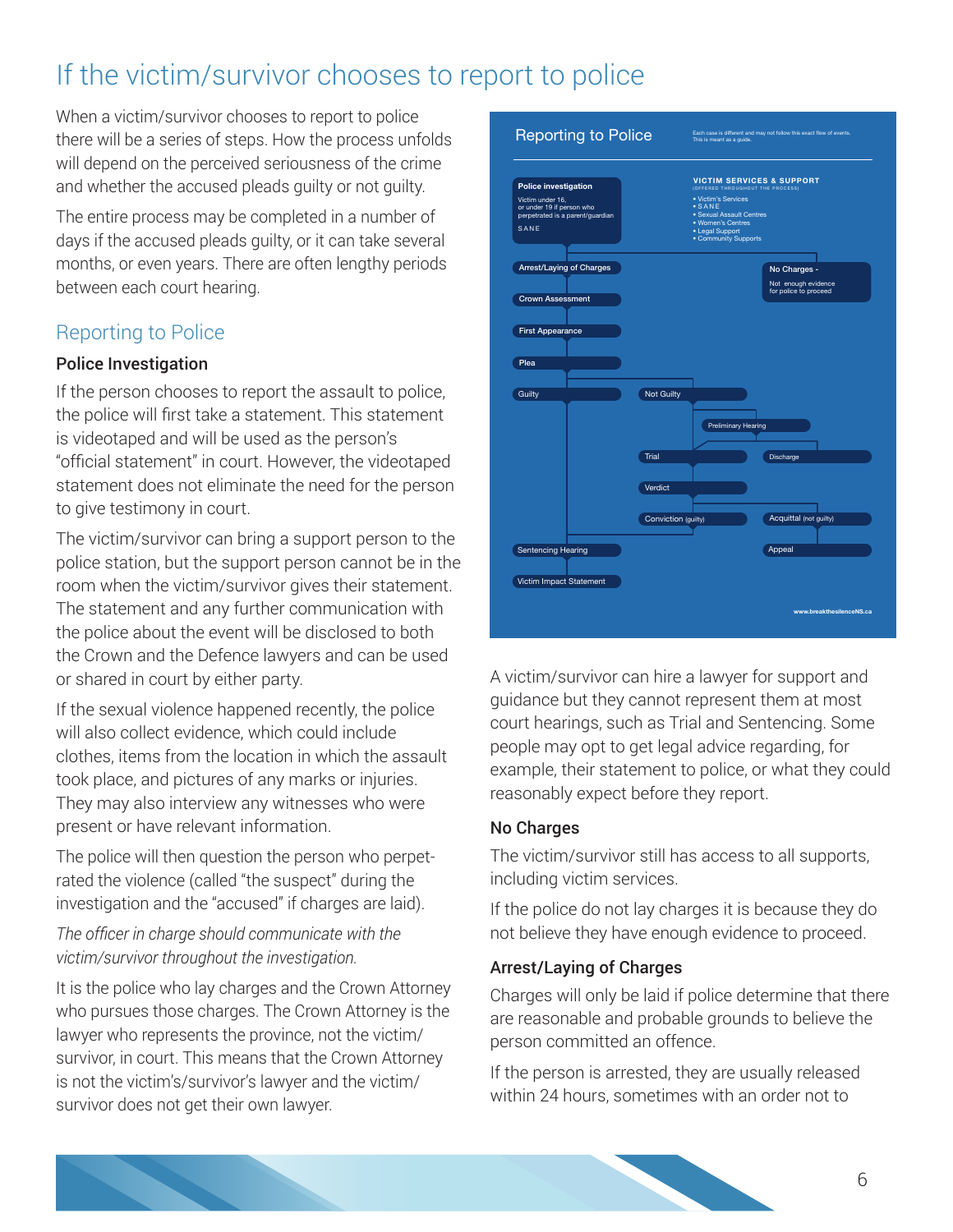# If the victim/survivor chooses to report to police

When a victim/survivor chooses to report to police there will be a series of steps. How the process unfolds will depend on the perceived seriousness of the crime and whether the accused pleads guilty or not guilty.

The entire process may be completed in a number of days if the accused pleads guilty, or it can take several months, or even years. There are often lengthy periods between each court hearing.

## Reporting to Police

### Police Investigation

If the person chooses to report the assault to police, the police will first take a statement. This statement is videotaped and will be used as the person's "official statement" in court. However, the videotaped statement does not eliminate the need for the person to give testimony in court.

The victim/survivor can bring a support person to the police station, but the support person cannot be in the room when the victim/survivor gives their statement. The statement and any further communication with the police about the event will be disclosed to both the Crown and the Defence lawyers and can be used or shared in court by either party.

If the sexual violence happened recently, the police will also collect evidence, which could include clothes, items from the location in which the assault took place, and pictures of any marks or injuries. They may also interview any witnesses who were present or have relevant information.

The police will then question the person who perpetrated the violence (called "the suspect" during the investigation and the "accused" if charges are laid).

*The officer in charge should communicate with the victim/survivor throughout the investigation.*

It is the police who lay charges and the Crown Attorney who pursues those charges. The Crown Attorney is the lawyer who represents the province, not the victim/survivor, in court. This means that the Crown Attorney is not the victim's/survivor's lawyer and the victim/survivor does not get their own lawyer.

**Reporting to Police**

Each case is different and may not follow this exact flow of events. This is meant as a guide.

**Police investigation**
Victim under 16, or under 19 if person who perpetrated is a parent/guardian
SANE

**VICTIM SERVICES & SUPPORT** (OFFERED THROUGHOUT THE PROCESS)
- Victim's Services
- SANE
- Sexual Assault Centres
- Women's Centres
- Legal Support
- Community Supports

**Arrest/Laying of Charges**

**No Charges** - Not enough evidence for police to proceed

**Crown Assessment**

**First Appearance**

**Plea**

**Guilty** | **Not Guilty**

Preliminary Hearing

Trial | Discharge

Verdict

Conviction (guilty) | Acquittal (not guilty)

Sentencing Hearing | Appeal

Victim Impact Statement

www.breakthesilenceNS.ca

A victim/survivor can hire a lawyer for support and guidance but they cannot represent them at most court hearings, such as Trial and Sentencing. Some people may opt to get legal advice regarding, for example, their statement to police, or what they could reasonably expect before they report.

### No Charges

The victim/survivor still has access to all supports, including victim services.

If the police do not lay charges it is because they do not believe they have enough evidence to proceed.

### Arrest/Laying of Charges

Charges will only be laid if police determine that there are reasonable and probable grounds to believe the person committed an offence.

If the person is arrested, they are usually released within 24 hours, sometimes with an order not to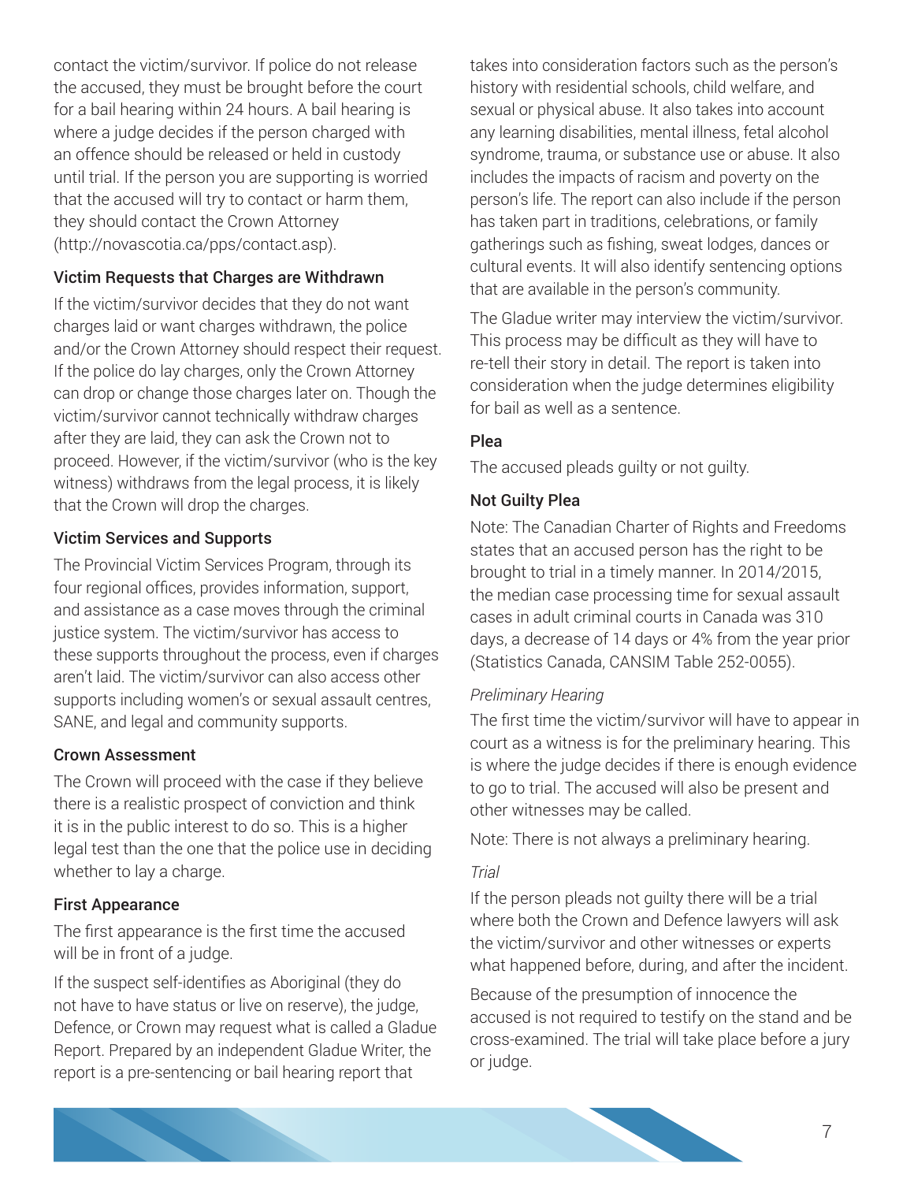contact the victim/survivor. If police do not release the accused, they must be brought before the court for a bail hearing within 24 hours. A bail hearing is where a judge decides if the person charged with an offence should be released or held in custody until trial. If the person you are supporting is worried that the accused will try to contact or harm them, they should contact the Crown Attorney (http://novascotia.ca/pps/contact.asp).

### Victim Requests that Charges are Withdrawn

If the victim/survivor decides that they do not want charges laid or want charges withdrawn, the police and/or the Crown Attorney should respect their request. If the police do lay charges, only the Crown Attorney can drop or change those charges later on. Though the victim/survivor cannot technically withdraw charges after they are laid, they can ask the Crown not to proceed. However, if the victim/survivor (who is the key witness) withdraws from the legal process, it is likely that the Crown will drop the charges.

### Victim Services and Supports

The Provincial Victim Services Program, through its four regional offices, provides information, support, and assistance as a case moves through the criminal justice system. The victim/survivor has access to these supports throughout the process, even if charges aren't laid. The victim/survivor can also access other supports including women's or sexual assault centres, SANE, and legal and community supports.

### Crown Assessment

The Crown will proceed with the case if they believe there is a realistic prospect of conviction and think it is in the public interest to do so. This is a higher legal test than the one that the police use in deciding whether to lay a charge.

### First Appearance

The first appearance is the first time the accused will be in front of a judge.

If the suspect self-identifies as Aboriginal (they do not have to have status or live on reserve), the judge, Defence, or Crown may request what is called a Gladue Report. Prepared by an independent Gladue Writer, the report is a pre-sentencing or bail hearing report that takes into consideration factors such as the person's history with residential schools, child welfare, and sexual or physical abuse. It also takes into account any learning disabilities, mental illness, fetal alcohol syndrome, trauma, or substance use or abuse. It also includes the impacts of racism and poverty on the person's life. The report can also include if the person has taken part in traditions, celebrations, or family gatherings such as fishing, sweat lodges, dances or cultural events. It will also identify sentencing options that are available in the person's community.

The Gladue writer may interview the victim/survivor. This process may be difficult as they will have to re-tell their story in detail. The report is taken into consideration when the judge determines eligibility for bail as well as a sentence.

### Plea

The accused pleads guilty or not guilty.

### Not Guilty Plea

Note: The Canadian Charter of Rights and Freedoms states that an accused person has the right to be brought to trial in a timely manner. In 2014/2015, the median case processing time for sexual assault cases in adult criminal courts in Canada was 310 days, a decrease of 14 days or 4% from the year prior (Statistics Canada, CANSIM Table 252-0055).

#### *Preliminary Hearing*

The first time the victim/survivor will have to appear in court as a witness is for the preliminary hearing. This is where the judge decides if there is enough evidence to go to trial. The accused will also be present and other witnesses may be called.

Note: There is not always a preliminary hearing.

#### *Trial*

If the person pleads not guilty there will be a trial where both the Crown and Defence lawyers will ask the victim/survivor and other witnesses or experts what happened before, during, and after the incident.

Because of the presumption of innocence the accused is not required to testify on the stand and be cross-examined. The trial will take place before a jury or judge.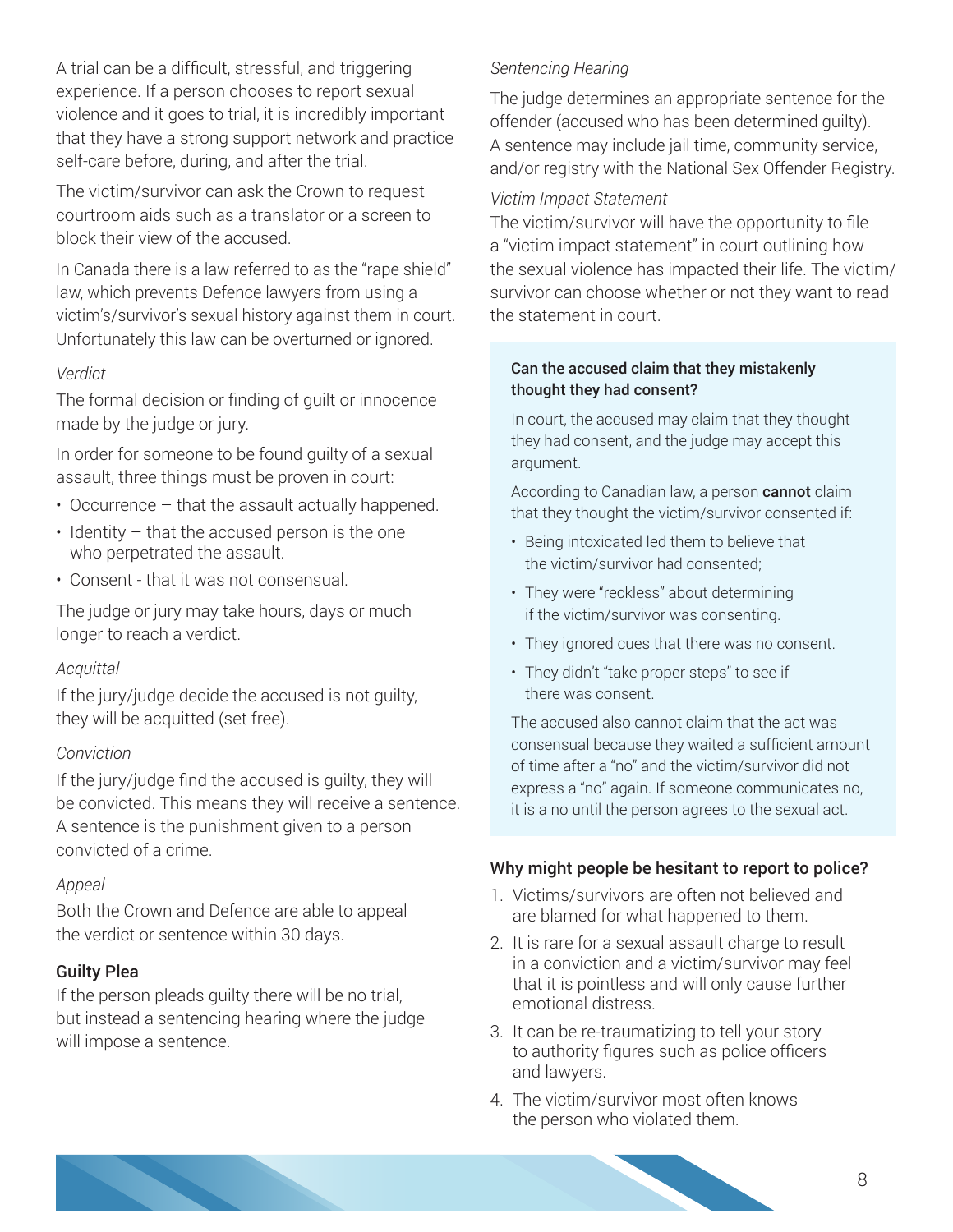A trial can be a difficult, stressful, and triggering experience. If a person chooses to report sexual violence and it goes to trial, it is incredibly important that they have a strong support network and practice self-care before, during, and after the trial.

The victim/survivor can ask the Crown to request courtroom aids such as a translator or a screen to block their view of the accused.

In Canada there is a law referred to as the "rape shield" law, which prevents Defence lawyers from using a victim's/survivor's sexual history against them in court. Unfortunately this law can be overturned or ignored.

*Verdict*

The formal decision or finding of guilt or innocence made by the judge or jury.

In order for someone to be found guilty of a sexual assault, three things must be proven in court:

- Occurrence – that the assault actually happened.
- Identity – that the accused person is the one who perpetrated the assault.
- Consent - that it was not consensual.

The judge or jury may take hours, days or much longer to reach a verdict.

*Acquittal*

If the jury/judge decide the accused is not guilty, they will be acquitted (set free).

*Conviction*

If the jury/judge find the accused is guilty, they will be convicted. This means they will receive a sentence. A sentence is the punishment given to a person convicted of a crime.

*Appeal*

Both the Crown and Defence are able to appeal the verdict or sentence within 30 days.

### Guilty Plea

If the person pleads guilty there will be no trial, but instead a sentencing hearing where the judge will impose a sentence.

*Sentencing Hearing*

The judge determines an appropriate sentence for the offender (accused who has been determined guilty). A sentence may include jail time, community service, and/or registry with the National Sex Offender Registry.

*Victim Impact Statement*

The victim/survivor will have the opportunity to file a "victim impact statement" in court outlining how the sexual violence has impacted their life. The victim/survivor can choose whether or not they want to read the statement in court.

#### Can the accused claim that they mistakenly thought they had consent?

In court, the accused may claim that they thought they had consent, and the judge may accept this argument.

According to Canadian law, a person **cannot** claim that they thought the victim/survivor consented if:

- Being intoxicated led them to believe that the victim/survivor had consented;
- They were "reckless" about determining if the victim/survivor was consenting.
- They ignored cues that there was no consent.
- They didn't "take proper steps" to see if there was consent.

The accused also cannot claim that the act was consensual because they waited a sufficient amount of time after a "no" and the victim/survivor did not express a "no" again. If someone communicates no, it is a no until the person agrees to the sexual act.

### Why might people be hesitant to report to police?

1. Victims/survivors are often not believed and are blamed for what happened to them.
2. It is rare for a sexual assault charge to result in a conviction and a victim/survivor may feel that it is pointless and will only cause further emotional distress.
3. It can be re-traumatizing to tell your story to authority figures such as police officers and lawyers.
4. The victim/survivor most often knows the person who violated them.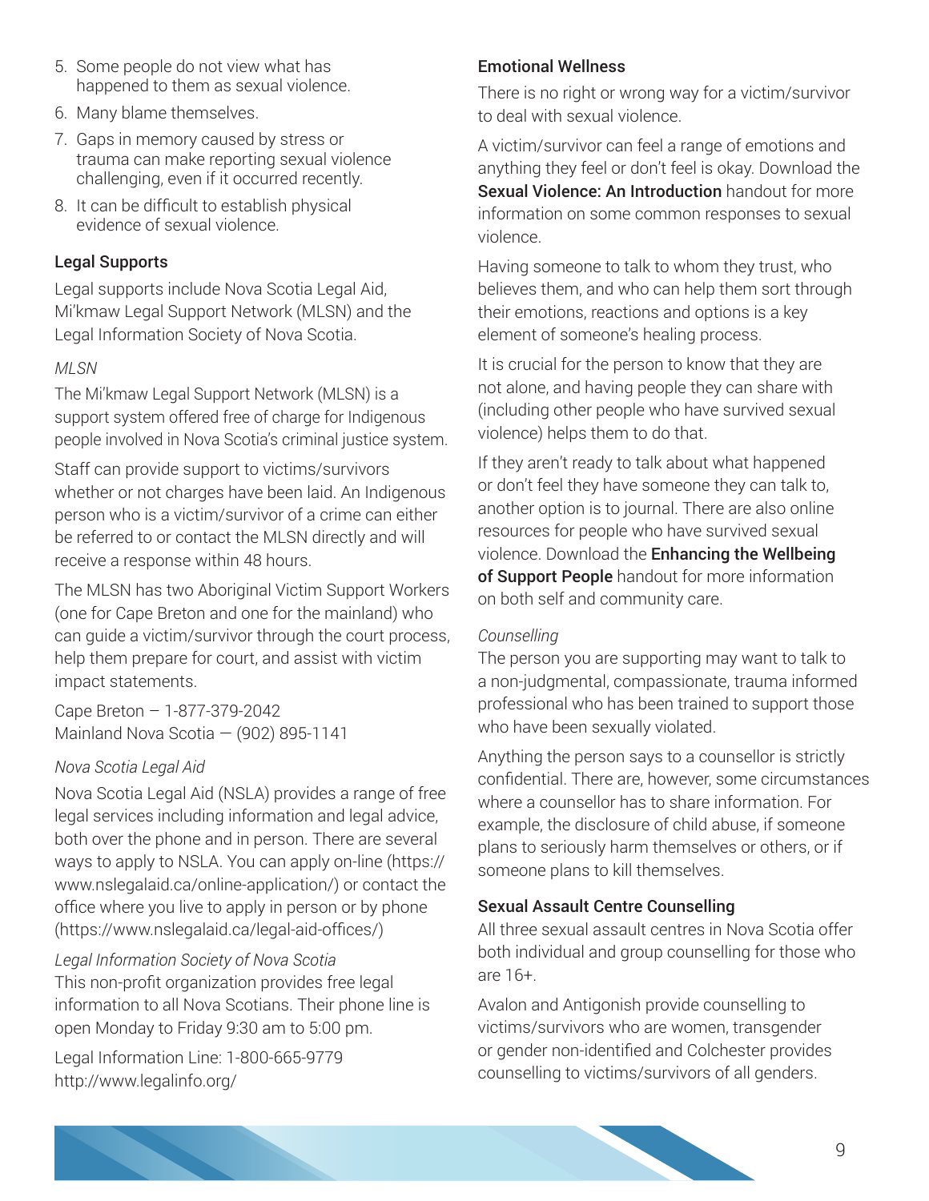5. Some people do not view what has happened to them as sexual violence.
6. Many blame themselves.
7. Gaps in memory caused by stress or trauma can make reporting sexual violence challenging, even if it occurred recently.
8. It can be difficult to establish physical evidence of sexual violence.

### Legal Supports

Legal supports include Nova Scotia Legal Aid, Mi'kmaw Legal Support Network (MLSN) and the Legal Information Society of Nova Scotia.

*MLSN*

The Mi'kmaw Legal Support Network (MLSN) is a support system offered free of charge for Indigenous people involved in Nova Scotia's criminal justice system.

Staff can provide support to victims/survivors whether or not charges have been laid. An Indigenous person who is a victim/survivor of a crime can either be referred to or contact the MLSN directly and will receive a response within 48 hours.

The MLSN has two Aboriginal Victim Support Workers (one for Cape Breton and one for the mainland) who can guide a victim/survivor through the court process, help them prepare for court, and assist with victim impact statements.

Cape Breton — 1-877-379-2042
Mainland Nova Scotia — (902) 895-1141

*Nova Scotia Legal Aid*

Nova Scotia Legal Aid (NSLA) provides a range of free legal services including information and legal advice, both over the phone and in person. There are several ways to apply to NSLA. You can apply on-line (https://www.nslegalaid.ca/online-application/) or contact the office where you live to apply in person or by phone (https://www.nslegalaid.ca/legal-aid-offices/)

*Legal Information Society of Nova Scotia*

This non-profit organization provides free legal information to all Nova Scotians. Their phone line is open Monday to Friday 9:30 am to 5:00 pm.

Legal Information Line: 1-800-665-9779
http://www.legalinfo.org/

### Emotional Wellness

There is no right or wrong way for a victim/survivor to deal with sexual violence.

A victim/survivor can feel a range of emotions and anything they feel or don't feel is okay. Download the **Sexual Violence: An Introduction** handout for more information on some common responses to sexual violence.

Having someone to talk to whom they trust, who believes them, and who can help them sort through their emotions, reactions and options is a key element of someone's healing process.

It is crucial for the person to know that they are not alone, and having people they can share with (including other people who have survived sexual violence) helps them to do that.

If they aren't ready to talk about what happened or don't feel they have someone they can talk to, another option is to journal. There are also online resources for people who have survived sexual violence. Download the **Enhancing the Wellbeing of Support People** handout for more information on both self and community care.

*Counselling*

The person you are supporting may want to talk to a non-judgmental, compassionate, trauma informed professional who has been trained to support those who have been sexually violated.

Anything the person says to a counsellor is strictly confidential. There are, however, some circumstances where a counsellor has to share information. For example, the disclosure of child abuse, if someone plans to seriously harm themselves or others, or if someone plans to kill themselves.

### Sexual Assault Centre Counselling

All three sexual assault centres in Nova Scotia offer both individual and group counselling for those who are 16+.

Avalon and Antigonish provide counselling to victims/survivors who are women, transgender or gender non-identified and Colchester provides counselling to victims/survivors of all genders.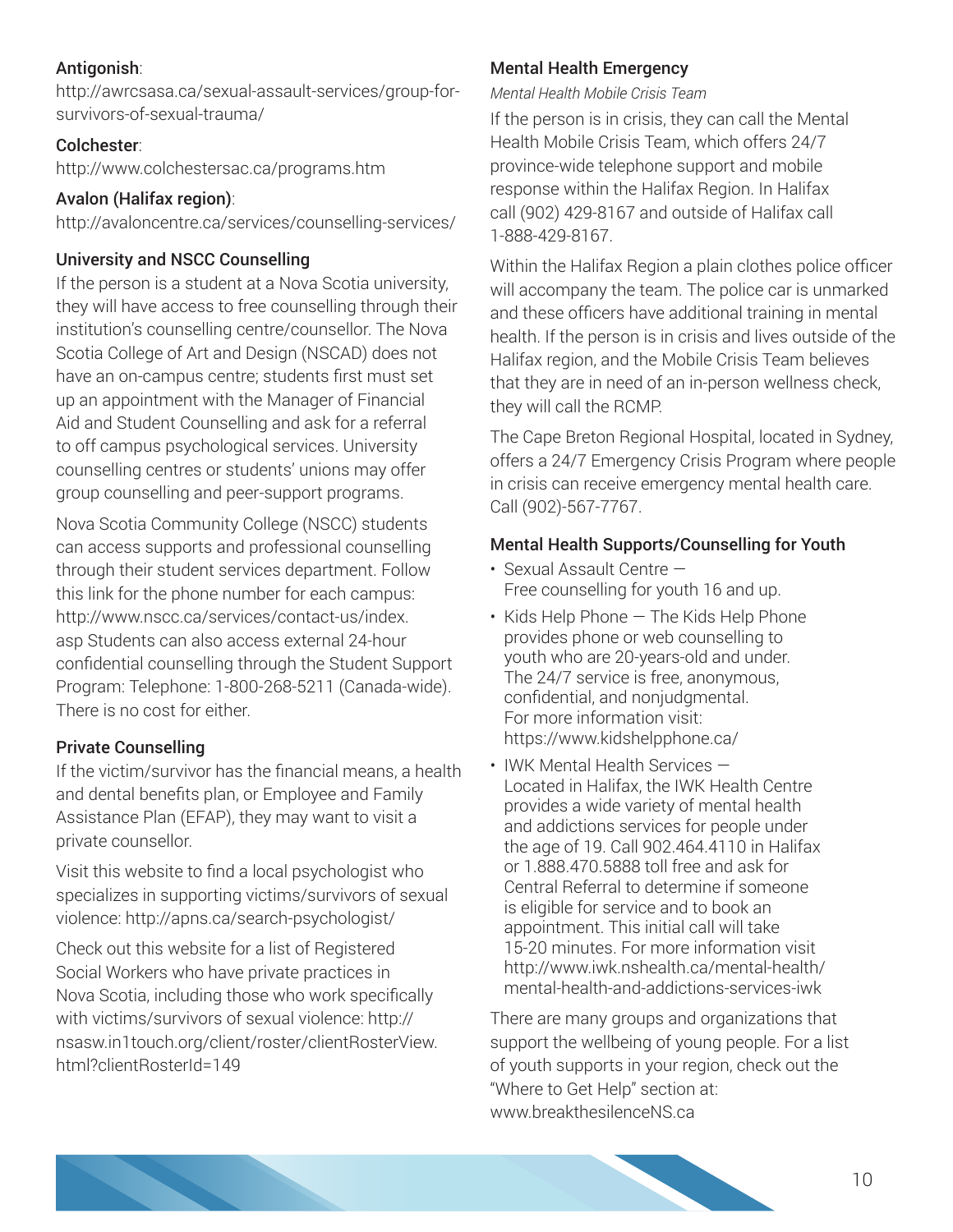**Antigonish**:
http://awrcsasa.ca/sexual-assault-services/group-for-survivors-of-sexual-trauma/

**Colchester**:
http://www.colchestersac.ca/programs.htm

**Avalon (Halifax region)**:
http://avaloncentre.ca/services/counselling-services/

### University and NSCC Counselling

If the person is a student at a Nova Scotia university, they will have access to free counselling through their institution's counselling centre/counsellor. The Nova Scotia College of Art and Design (NSCAD) does not have an on-campus centre; students first must set up an appointment with the Manager of Financial Aid and Student Counselling and ask for a referral to off campus psychological services. University counselling centres or students' unions may offer group counselling and peer-support programs.

Nova Scotia Community College (NSCC) students can access supports and professional counselling through their student services department. Follow this link for the phone number for each campus: http://www.nscc.ca/services/contact-us/index.asp Students can also access external 24-hour confidential counselling through the Student Support Program: Telephone: 1-800-268-5211 (Canada-wide). There is no cost for either.

### Private Counselling

If the victim/survivor has the financial means, a health and dental benefits plan, or Employee and Family Assistance Plan (EFAP), they may want to visit a private counsellor.

Visit this website to find a local psychologist who specializes in supporting victims/survivors of sexual violence: http://apns.ca/search-psychologist/

Check out this website for a list of Registered Social Workers who have private practices in Nova Scotia, including those who work specifically with victims/survivors of sexual violence: http://nsasw.in1touch.org/client/roster/clientRosterView.html?clientRosterId=149

### Mental Health Emergency

*Mental Health Mobile Crisis Team*

If the person is in crisis, they can call the Mental Health Mobile Crisis Team, which offers 24/7 province-wide telephone support and mobile response within the Halifax Region. In Halifax call (902) 429-8167 and outside of Halifax call 1-888-429-8167.

Within the Halifax Region a plain clothes police officer will accompany the team. The police car is unmarked and these officers have additional training in mental health. If the person is in crisis and lives outside of the Halifax region, and the Mobile Crisis Team believes that they are in need of an in-person wellness check, they will call the RCMP.

The Cape Breton Regional Hospital, located in Sydney, offers a 24/7 Emergency Crisis Program where people in crisis can receive emergency mental health care. Call (902)-567-7767.

### Mental Health Supports/Counselling for Youth

- Sexual Assault Centre — Free counselling for youth 16 and up.
- Kids Help Phone — The Kids Help Phone provides phone or web counselling to youth who are 20-years-old and under. The 24/7 service is free, anonymous, confidential, and nonjudgmental. For more information visit: https://www.kidshelpphone.ca/
- IWK Mental Health Services — Located in Halifax, the IWK Health Centre provides a wide variety of mental health and addictions services for people under the age of 19. Call 902.464.4110 in Halifax or 1.888.470.5888 toll free and ask for Central Referral to determine if someone is eligible for service and to book an appointment. This initial call will take 15-20 minutes. For more information visit http://www.iwk.nshealth.ca/mental-health/mental-health-and-addictions-services-iwk

There are many groups and organizations that support the wellbeing of young people. For a list of youth supports in your region, check out the "Where to Get Help" section at: www.breakthesilenceNS.ca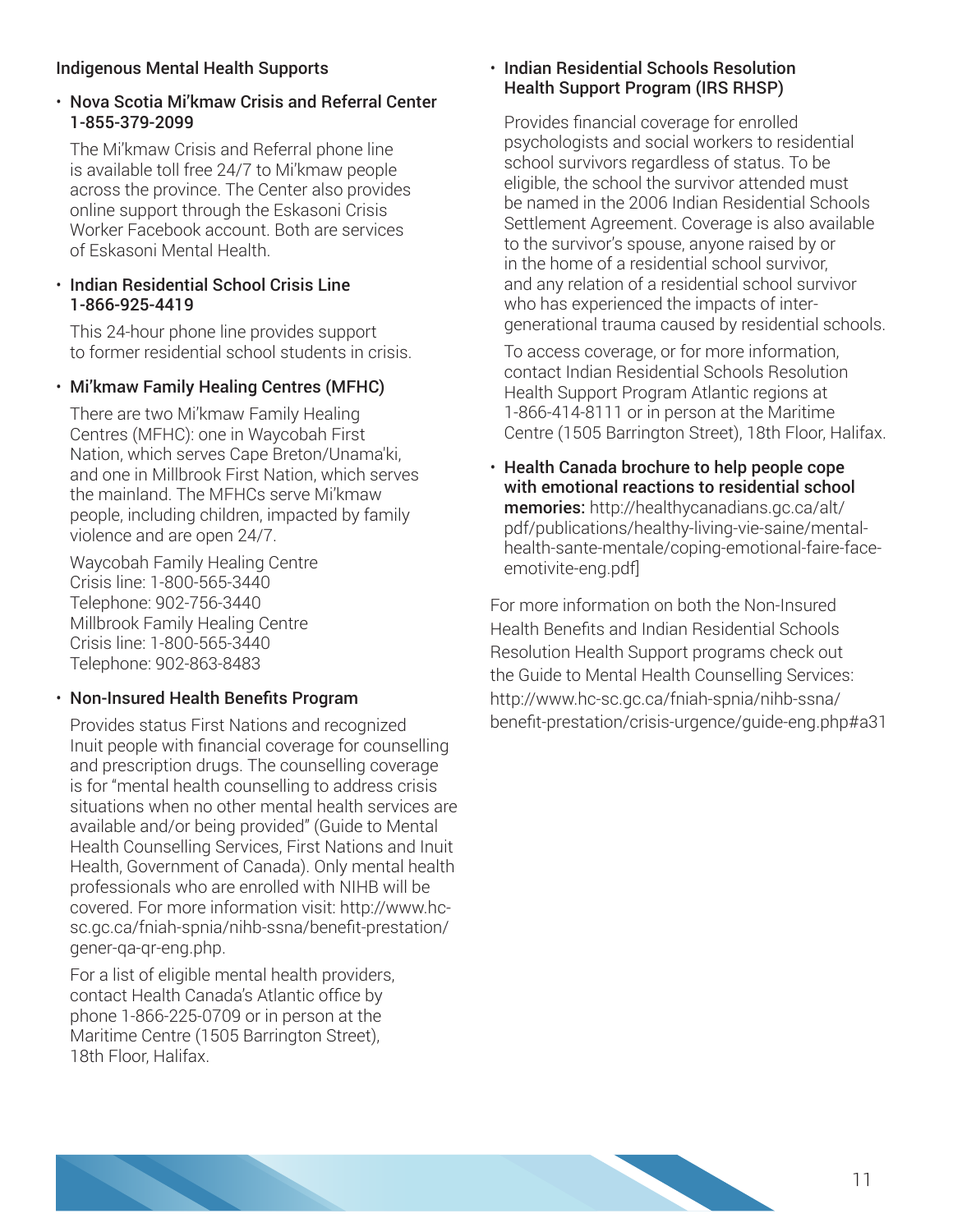## Indigenous Mental Health Supports

- **Nova Scotia Mi'kmaw Crisis and Referral Center 1-855-379-2099**

  The Mi'kmaw Crisis and Referral phone line is available toll free 24/7 to Mi'kmaw people across the province. The Center also provides online support through the Eskasoni Crisis Worker Facebook account. Both are services of Eskasoni Mental Health.

- **Indian Residential School Crisis Line 1-866-925-4419**

  This 24-hour phone line provides support to former residential school students in crisis.

- **Mi'kmaw Family Healing Centres (MFHC)**

  There are two Mi'kmaw Family Healing Centres (MFHC): one in Waycobah First Nation, which serves Cape Breton/Unama'ki, and one in Millbrook First Nation, which serves the mainland. The MFHCs serve Mi'kmaw people, including children, impacted by family violence and are open 24/7.

  Waycobah Family Healing Centre
  Crisis line: 1-800-565-3440
  Telephone: 902-756-3440
  Millbrook Family Healing Centre
  Crisis line: 1-800-565-3440
  Telephone: 902-863-8483

- **Non-Insured Health Benefits Program**

  Provides status First Nations and recognized Inuit people with financial coverage for counselling and prescription drugs. The counselling coverage is for "mental health counselling to address crisis situations when no other mental health services are available and/or being provided" (Guide to Mental Health Counselling Services, First Nations and Inuit Health, Government of Canada). Only mental health professionals who are enrolled with NIHB will be covered. For more information visit: http://www.hc-sc.gc.ca/fniah-spnia/nihb-ssna/benefit-prestation/gener-qa-qr-eng.php.

  For a list of eligible mental health providers, contact Health Canada's Atlantic office by phone 1-866-225-0709 or in person at the Maritime Centre (1505 Barrington Street), 18th Floor, Halifax.

- **Indian Residential Schools Resolution Health Support Program (IRS RHSP)**

  Provides financial coverage for enrolled psychologists and social workers to residential school survivors regardless of status. To be eligible, the school the survivor attended must be named in the 2006 Indian Residential Schools Settlement Agreement. Coverage is also available to the survivor's spouse, anyone raised by or in the home of a residential school survivor, and any relation of a residential school survivor who has experienced the impacts of inter-generational trauma caused by residential schools.

  To access coverage, or for more information, contact Indian Residential Schools Resolution Health Support Program Atlantic regions at 1-866-414-8111 or in person at the Maritime Centre (1505 Barrington Street), 18th Floor, Halifax.

- **Health Canada brochure to help people cope with emotional reactions to residential school memories:** http://healthycanadians.gc.ca/alt/pdf/publications/healthy-living-vie-saine/mental-health-sante-mentale/coping-emotional-faire-face-emotivite-eng.pdf]

For more information on both the Non-Insured Health Benefits and Indian Residential Schools Resolution Health Support programs check out the Guide to Mental Health Counselling Services: http://www.hc-sc.gc.ca/fniah-spnia/nihb-ssna/benefit-prestation/crisis-urgence/guide-eng.php#a31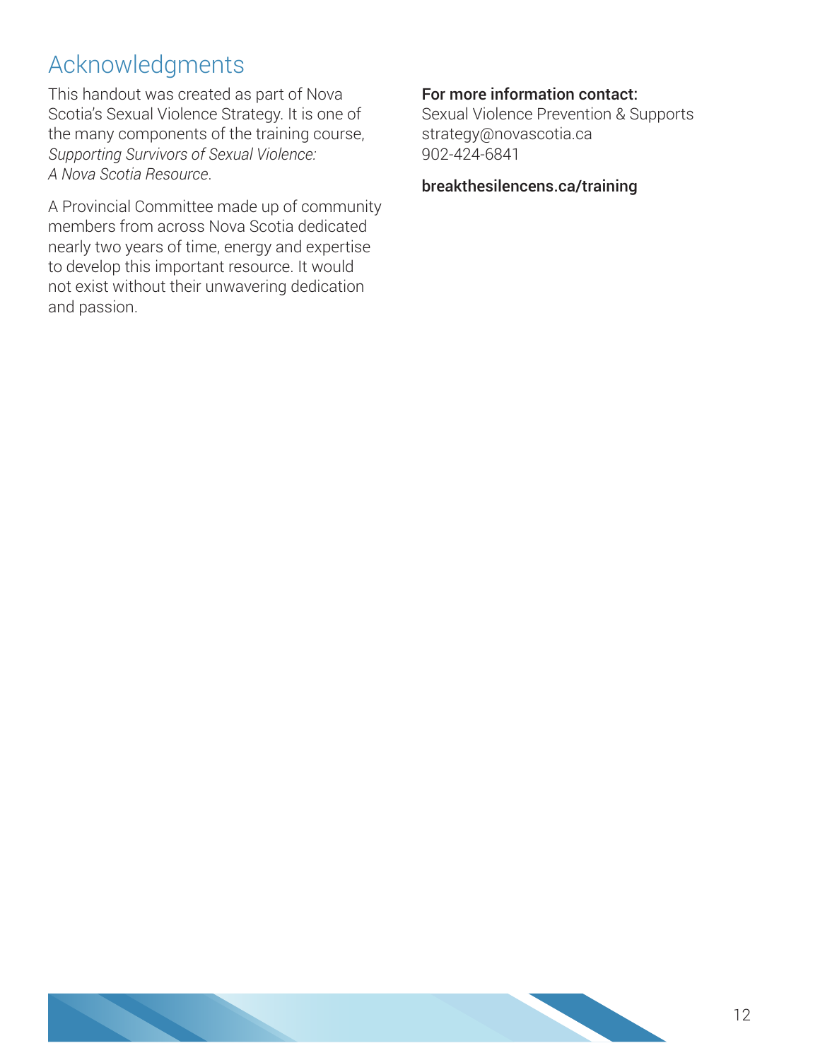## Acknowledgments

This handout was created as part of Nova Scotia's Sexual Violence Strategy. It is one of the many components of the training course, *Supporting Survivors of Sexual Violence: A Nova Scotia Resource*.

A Provincial Committee made up of community members from across Nova Scotia dedicated nearly two years of time, energy and expertise to develop this important resource. It would not exist without their unwavering dedication and passion.

**For more information contact:**
Sexual Violence Prevention & Supports
strategy@novascotia.ca
902-424-6841

**breakthesilencens.ca/training**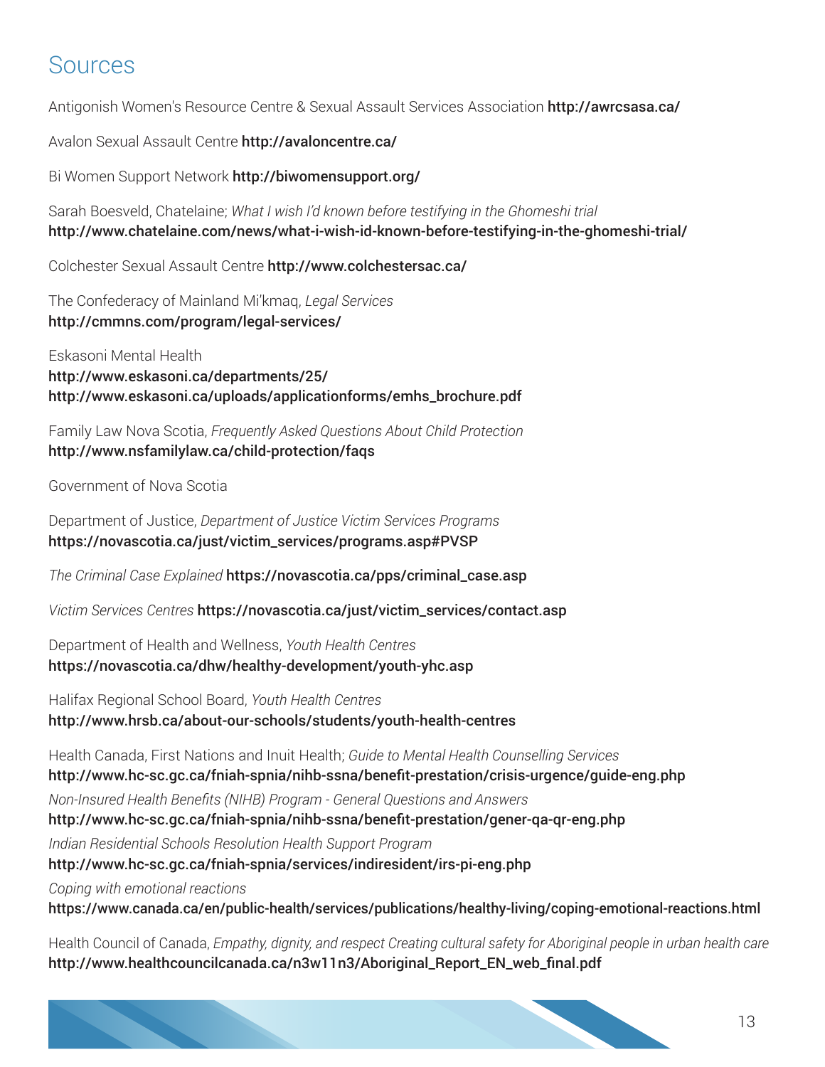# Sources

Antigonish Women's Resource Centre & Sexual Assault Services Association **http://awrcsasa.ca/**

Avalon Sexual Assault Centre **http://avaloncentre.ca/**

Bi Women Support Network **http://biwomensupport.org/**

Sarah Boesveld, Chatelaine; *What I wish I'd known before testifying in the Ghomeshi trial*
**http://www.chatelaine.com/news/what-i-wish-id-known-before-testifying-in-the-ghomeshi-trial/**

Colchester Sexual Assault Centre **http://www.colchestersac.ca/**

The Confederacy of Mainland Mi'kmaq, *Legal Services*
**http://cmmns.com/program/legal-services/**

Eskasoni Mental Health
**http://www.eskasoni.ca/departments/25/**
**http://www.eskasoni.ca/uploads/applicationforms/emhs_brochure.pdf**

Family Law Nova Scotia, *Frequently Asked Questions About Child Protection*
**http://www.nsfamilylaw.ca/child-protection/faqs**

Government of Nova Scotia

Department of Justice, *Department of Justice Victim Services Programs*
**https://novascotia.ca/just/victim_services/programs.asp#PVSP**

*The Criminal Case Explained* **https://novascotia.ca/pps/criminal_case.asp**

*Victim Services Centres* **https://novascotia.ca/just/victim_services/contact.asp**

Department of Health and Wellness, *Youth Health Centres*
**https://novascotia.ca/dhw/healthy-development/youth-yhc.asp**

Halifax Regional School Board, *Youth Health Centres*
**http://www.hrsb.ca/about-our-schools/students/youth-health-centres**

Health Canada, First Nations and Inuit Health; *Guide to Mental Health Counselling Services*
**http://www.hc-sc.gc.ca/fniah-spnia/nihb-ssna/benefit-prestation/crisis-urgence/guide-eng.php**

*Non-Insured Health Benefits (NIHB) Program - General Questions and Answers*
**http://www.hc-sc.gc.ca/fniah-spnia/nihb-ssna/benefit-prestation/gener-qa-qr-eng.php**

*Indian Residential Schools Resolution Health Support Program*
**http://www.hc-sc.gc.ca/fniah-spnia/services/indiresident/irs-pi-eng.php**

*Coping with emotional reactions*
**https://www.canada.ca/en/public-health/services/publications/healthy-living/coping-emotional-reactions.html**

Health Council of Canada, *Empathy, dignity, and respect Creating cultural safety for Aboriginal people in urban health care*
**http://www.healthcouncilcanada.ca/n3w11n3/Aboriginal_Report_EN_web_final.pdf**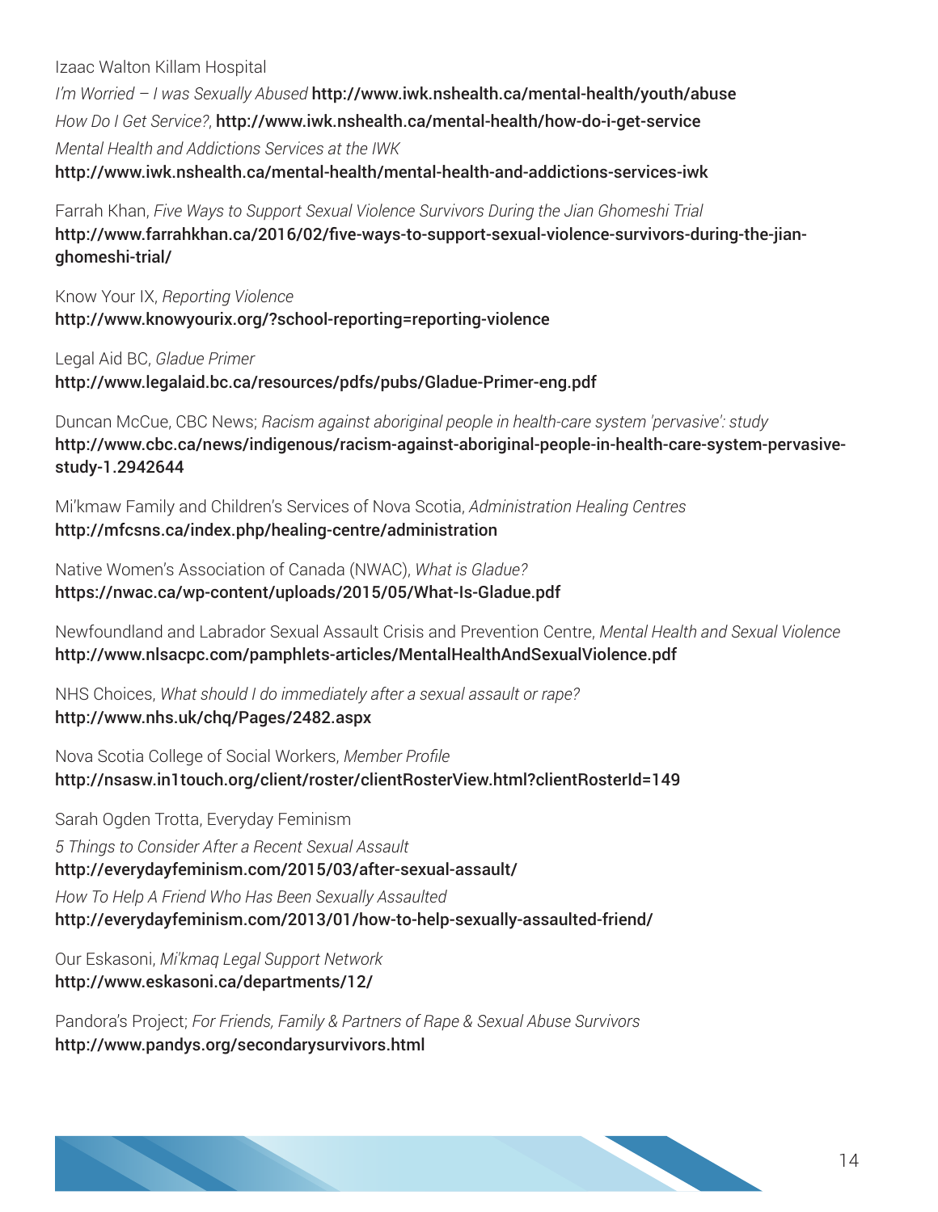Izaac Walton Killam Hospital

*I'm Worried – I was Sexually Abused* **http://www.iwk.nshealth.ca/mental-health/youth/abuse**

*How Do I Get Service?*, **http://www.iwk.nshealth.ca/mental-health/how-do-i-get-service**

*Mental Health and Addictions Services at the IWK*
**http://www.iwk.nshealth.ca/mental-health/mental-health-and-addictions-services-iwk**

Farrah Khan, *Five Ways to Support Sexual Violence Survivors During the Jian Ghomeshi Trial*
**http://www.farrahkhan.ca/2016/02/five-ways-to-support-sexual-violence-survivors-during-the-jian-ghomeshi-trial/**

Know Your IX, *Reporting Violence*
**http://www.knowyourix.org/?school-reporting=reporting-violence**

Legal Aid BC, *Gladue Primer*
**http://www.legalaid.bc.ca/resources/pdfs/pubs/Gladue-Primer-eng.pdf**

Duncan McCue, CBC News; *Racism against aboriginal people in health-care system 'pervasive': study*
**http://www.cbc.ca/news/indigenous/racism-against-aboriginal-people-in-health-care-system-pervasive-study-1.2942644**

Mi'kmaw Family and Children's Services of Nova Scotia, *Administration Healing Centres*
**http://mfcsns.ca/index.php/healing-centre/administration**

Native Women's Association of Canada (NWAC), *What is Gladue?*
**https://nwac.ca/wp-content/uploads/2015/05/What-Is-Gladue.pdf**

Newfoundland and Labrador Sexual Assault Crisis and Prevention Centre, *Mental Health and Sexual Violence*
**http://www.nlsacpc.com/pamphlets-articles/MentalHealthAndSexualViolence.pdf**

NHS Choices, *What should I do immediately after a sexual assault or rape?*
**http://www.nhs.uk/chq/Pages/2482.aspx**

Nova Scotia College of Social Workers, *Member Profile*
**http://nsasw.in1touch.org/client/roster/clientRosterView.html?clientRosterId=149**

Sarah Ogden Trotta, Everyday Feminism

*5 Things to Consider After a Recent Sexual Assault*
**http://everydayfeminism.com/2015/03/after-sexual-assault/**

*How To Help A Friend Who Has Been Sexually Assaulted*
**http://everydayfeminism.com/2013/01/how-to-help-sexually-assaulted-friend/**

Our Eskasoni, *Mi'kmaq Legal Support Network*
**http://www.eskasoni.ca/departments/12/**

Pandora's Project; *For Friends, Family & Partners of Rape & Sexual Abuse Survivors*
**http://www.pandys.org/secondarysurvivors.html**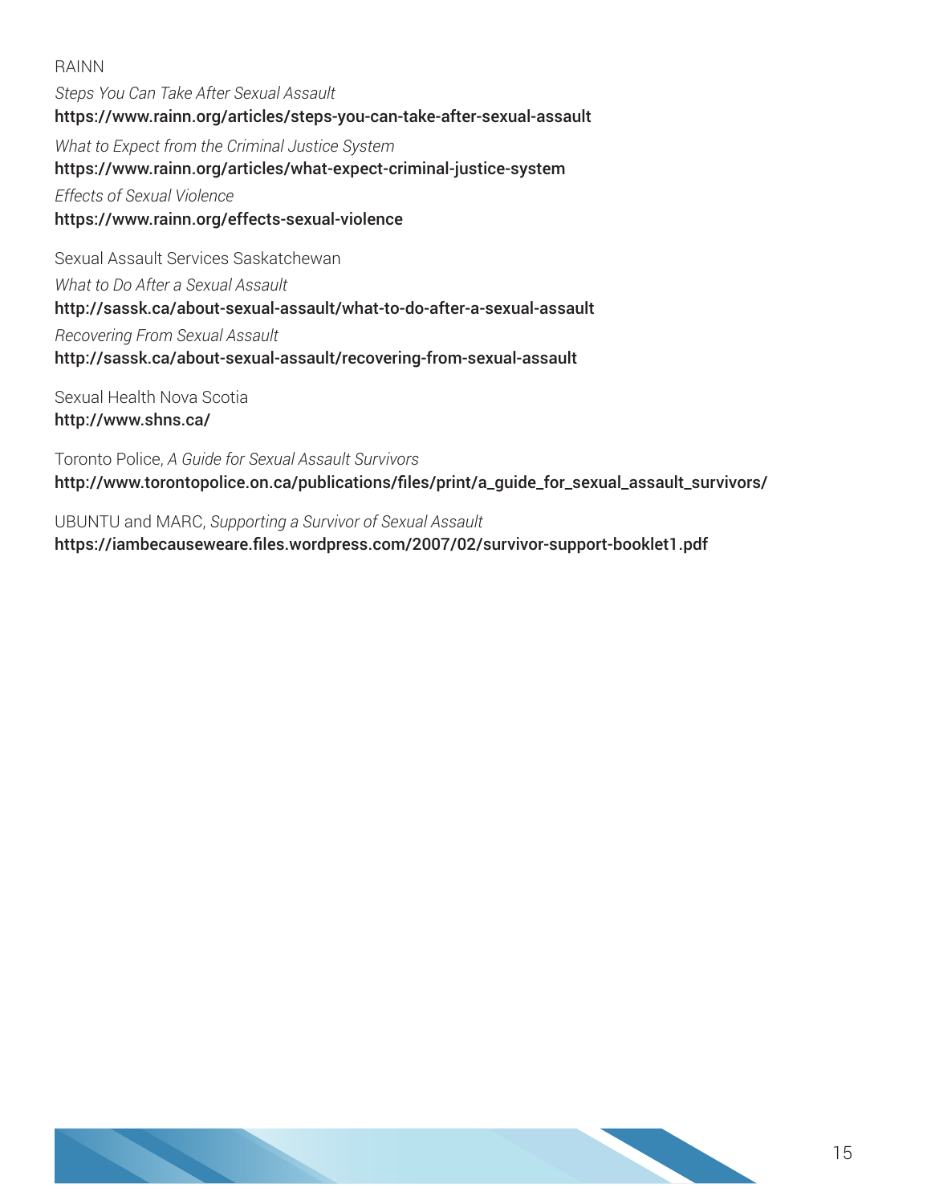RAINN

*Steps You Can Take After Sexual Assault*
**https://www.rainn.org/articles/steps-you-can-take-after-sexual-assault**

*What to Expect from the Criminal Justice System*
**https://www.rainn.org/articles/what-expect-criminal-justice-system**

*Effects of Sexual Violence*
**https://www.rainn.org/effects-sexual-violence**

Sexual Assault Services Saskatchewan

*What to Do After a Sexual Assault*
**http://sassk.ca/about-sexual-assault/what-to-do-after-a-sexual-assault**

*Recovering From Sexual Assault*
**http://sassk.ca/about-sexual-assault/recovering-from-sexual-assault**

Sexual Health Nova Scotia
**http://www.shns.ca/**

Toronto Police, *A Guide for Sexual Assault Survivors*
**http://www.torontopolice.on.ca/publications/files/print/a_guide_for_sexual_assault_survivors/**

UBUNTU and MARC, *Supporting a Survivor of Sexual Assault*
**https://iambecauseweare.files.wordpress.com/2007/02/survivor-support-booklet1.pdf**